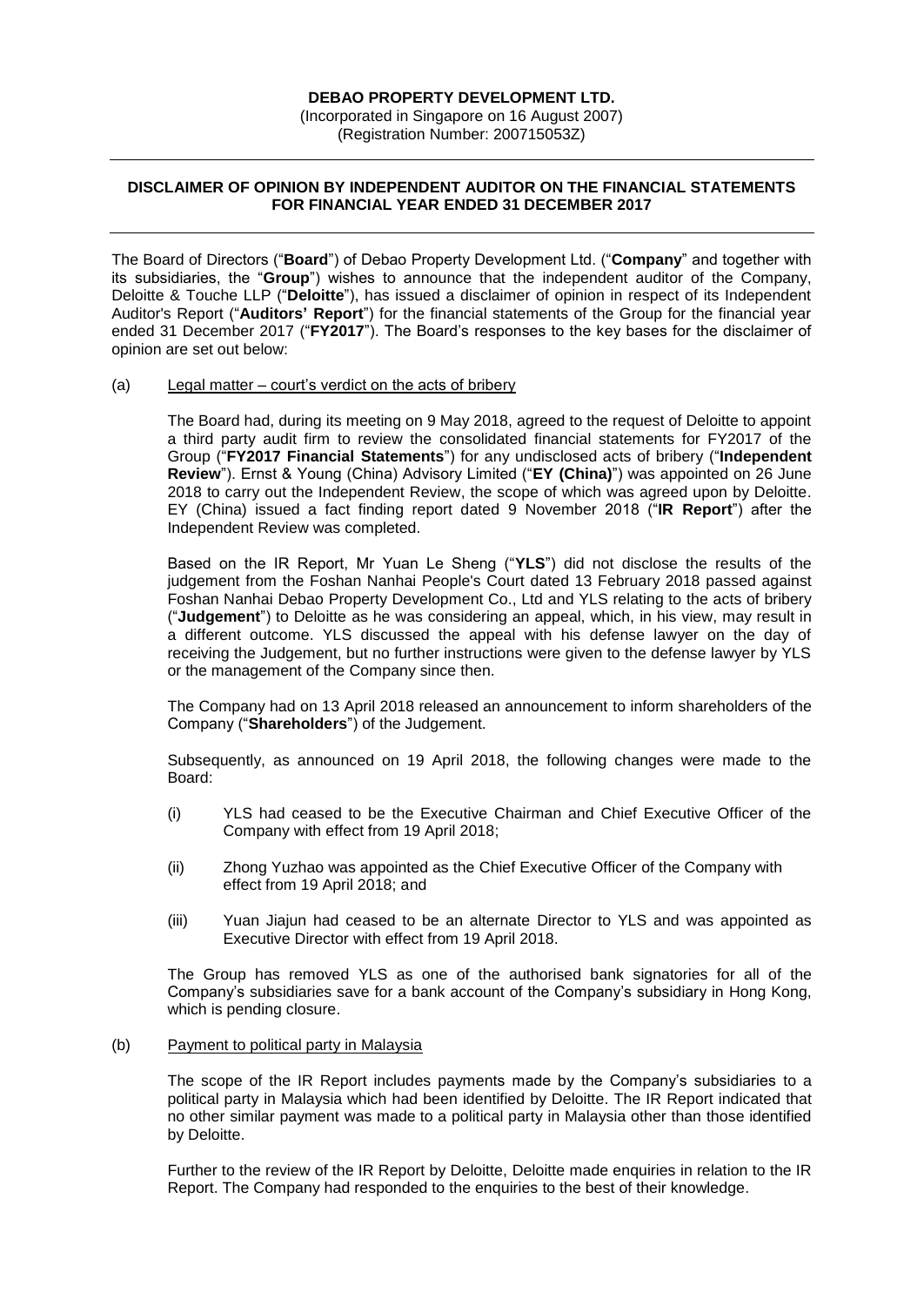**DEBAO PROPERTY DEVELOPMENT LTD.**

(Incorporated in Singapore on 16 August 2007)

(Registration Number: 200715053Z)

---

**DISCLAIMER OF OPINION BY INDEPENDENT AUDITOR ON THE FINANCIAL STATEMENTS FOR FINANCIAL YEAR ENDED 31 DECEMBER 2017**

---

The Board of Directors ("**Board**") of Debao Property Development Ltd. ("**Company**" and together with its subsidiaries, the "**Group**") wishes to announce that the independent auditor of the Company, Deloitte & Touche LLP ("**Deloitte**"), has issued a disclaimer of opinion in respect of its Independent Auditor's Report ("**Auditors' Report**") for the financial statements of the Group for the financial year ended 31 December 2017 ("**FY2017**"). The Board's responses to the key bases for the disclaimer of opinion are set out below:

(a) Legal matter – court's verdict on the acts of bribery

The Board had, during its meeting on 9 May 2018, agreed to the request of Deloitte to appoint a third party audit firm to review the consolidated financial statements for FY2017 of the Group ("**FY2017 Financial Statements**") for any undisclosed acts of bribery ("**Independent Review**"). Ernst & Young (China) Advisory Limited ("**EY (China)**") was appointed on 26 June 2018 to carry out the Independent Review, the scope of which was agreed upon by Deloitte. EY (China) issued a fact finding report dated 9 November 2018 ("**IR Report**") after the Independent Review was completed.

Based on the IR Report, Mr Yuan Le Sheng ("**YLS**") did not disclose the results of the judgement from the Foshan Nanhai People's Court dated 13 February 2018 passed against Foshan Nanhai Debao Property Development Co., Ltd and YLS relating to the acts of bribery ("**Judgement**") to Deloitte as he was considering an appeal, which, in his view, may result in a different outcome. YLS discussed the appeal with his defense lawyer on the day of receiving the Judgement, but no further instructions were given to the defense lawyer by YLS or the management of the Company since then.

The Company had on 13 April 2018 released an announcement to inform shareholders of the Company ("**Shareholders**") of the Judgement.

Subsequently, as announced on 19 April 2018, the following changes were made to the Board:

(i) YLS had ceased to be the Executive Chairman and Chief Executive Officer of the Company with effect from 19 April 2018;

(ii) Zhong Yuzhao was appointed as the Chief Executive Officer of the Company with effect from 19 April 2018; and

(iii) Yuan Jiajun had ceased to be an alternate Director to YLS and was appointed as Executive Director with effect from 19 April 2018.

The Group has removed YLS as one of the authorised bank signatories for all of the Company's subsidiaries save for a bank account of the Company's subsidiary in Hong Kong, which is pending closure.

(b) Payment to political party in Malaysia

The scope of the IR Report includes payments made by the Company's subsidiaries to a political party in Malaysia which had been identified by Deloitte. The IR Report indicated that no other similar payment was made to a political party in Malaysia other than those identified by Deloitte.

Further to the review of the IR Report by Deloitte, Deloitte made enquiries in relation to the IR Report. The Company had responded to the enquiries to the best of their knowledge.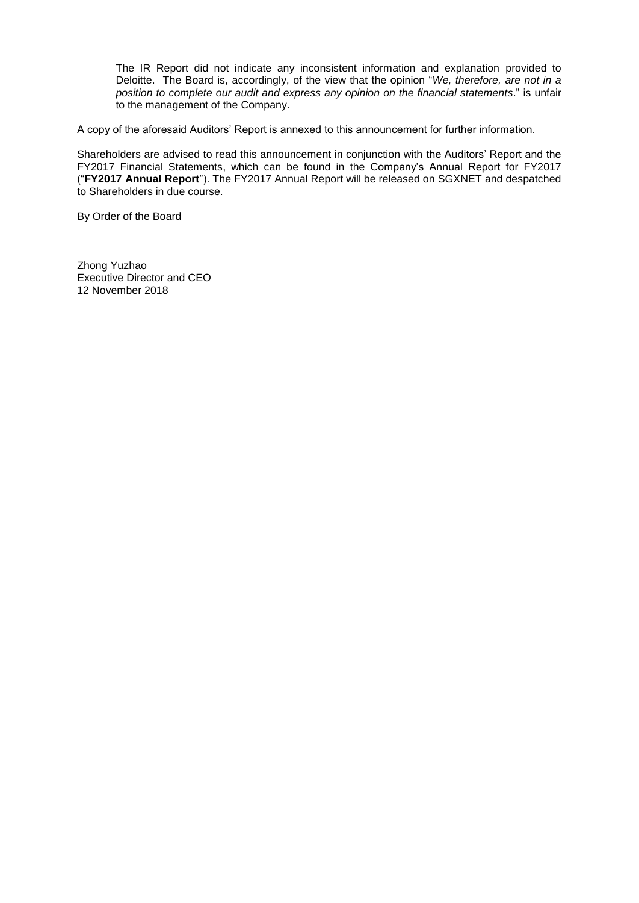The IR Report did not indicate any inconsistent information and explanation provided to Deloitte. The Board is, accordingly, of the view that the opinion "*We, therefore, are not in a position to complete our audit and express any opinion on the financial statements*." is unfair to the management of the Company.

A copy of the aforesaid Auditors' Report is annexed to this announcement for further information.

Shareholders are advised to read this announcement in conjunction with the Auditors' Report and the FY2017 Financial Statements, which can be found in the Company's Annual Report for FY2017 ("**FY2017 Annual Report**"). The FY2017 Annual Report will be released on SGXNET and despatched to Shareholders in due course.

By Order of the Board

Zhong Yuzhao
Executive Director and CEO
12 November 2018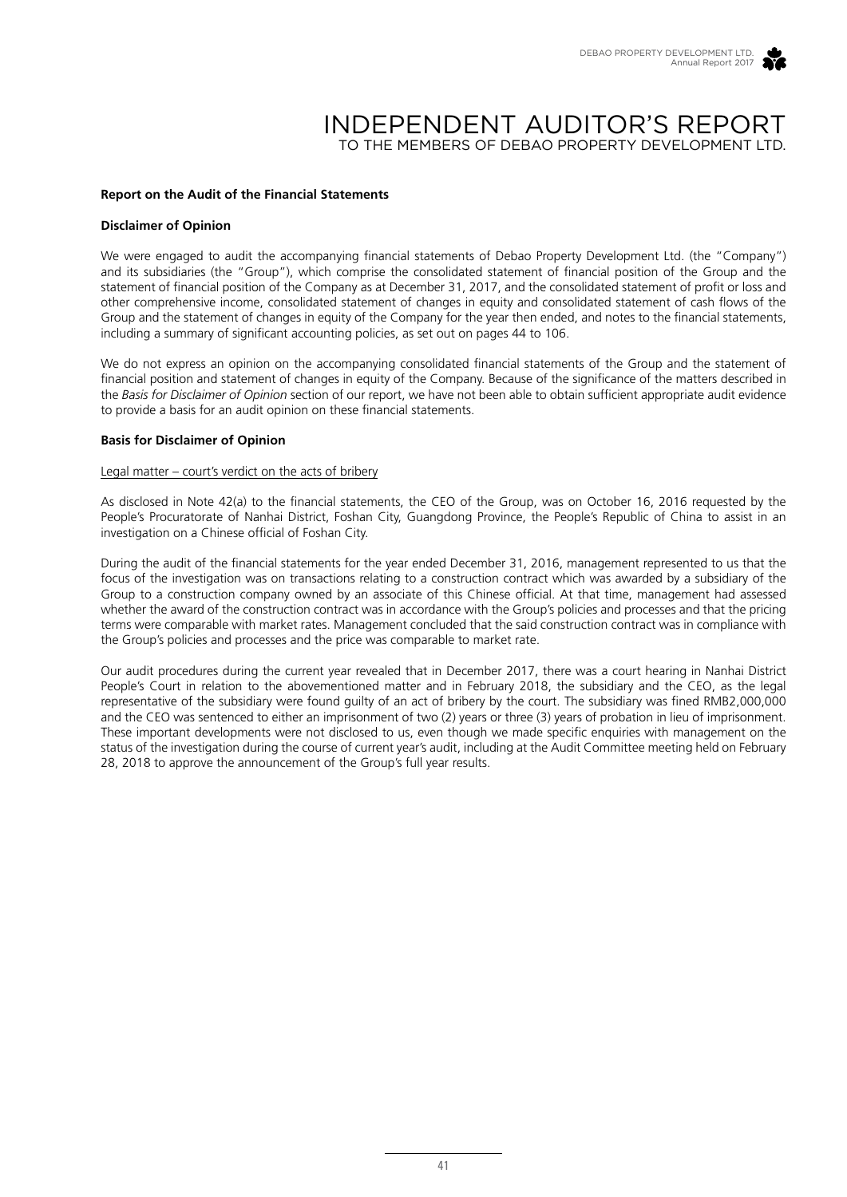# INDEPENDENT AUDITOR'S REPORT

TO THE MEMBERS OF DEBAO PROPERTY DEVELOPMENT LTD.

**Report on the Audit of the Financial Statements**

**Disclaimer of Opinion**

We were engaged to audit the accompanying financial statements of Debao Property Development Ltd. (the "Company") and its subsidiaries (the "Group"), which comprise the consolidated statement of financial position of the Group and the statement of financial position of the Company as at December 31, 2017, and the consolidated statement of profit or loss and other comprehensive income, consolidated statement of changes in equity and consolidated statement of cash flows of the Group and the statement of changes in equity of the Company for the year then ended, and notes to the financial statements, including a summary of significant accounting policies, as set out on pages 44 to 106.

We do not express an opinion on the accompanying consolidated financial statements of the Group and the statement of financial position and statement of changes in equity of the Company. Because of the significance of the matters described in the *Basis for Disclaimer of Opinion* section of our report, we have not been able to obtain sufficient appropriate audit evidence to provide a basis for an audit opinion on these financial statements.

**Basis for Disclaimer of Opinion**

Legal matter – court's verdict on the acts of bribery

As disclosed in Note 42(a) to the financial statements, the CEO of the Group, was on October 16, 2016 requested by the People's Procuratorate of Nanhai District, Foshan City, Guangdong Province, the People's Republic of China to assist in an investigation on a Chinese official of Foshan City.

During the audit of the financial statements for the year ended December 31, 2016, management represented to us that the focus of the investigation was on transactions relating to a construction contract which was awarded by a subsidiary of the Group to a construction company owned by an associate of this Chinese official. At that time, management had assessed whether the award of the construction contract was in accordance with the Group's policies and processes and that the pricing terms were comparable with market rates. Management concluded that the said construction contract was in compliance with the Group's policies and processes and the price was comparable to market rate.

Our audit procedures during the current year revealed that in December 2017, there was a court hearing in Nanhai District People's Court in relation to the abovementioned matter and in February 2018, the subsidiary and the CEO, as the legal representative of the subsidiary were found guilty of an act of bribery by the court. The subsidiary was fined RMB2,000,000 and the CEO was sentenced to either an imprisonment of two (2) years or three (3) years of probation in lieu of imprisonment. These important developments were not disclosed to us, even though we made specific enquiries with management on the status of the investigation during the course of current year's audit, including at the Audit Committee meeting held on February 28, 2018 to approve the announcement of the Group's full year results.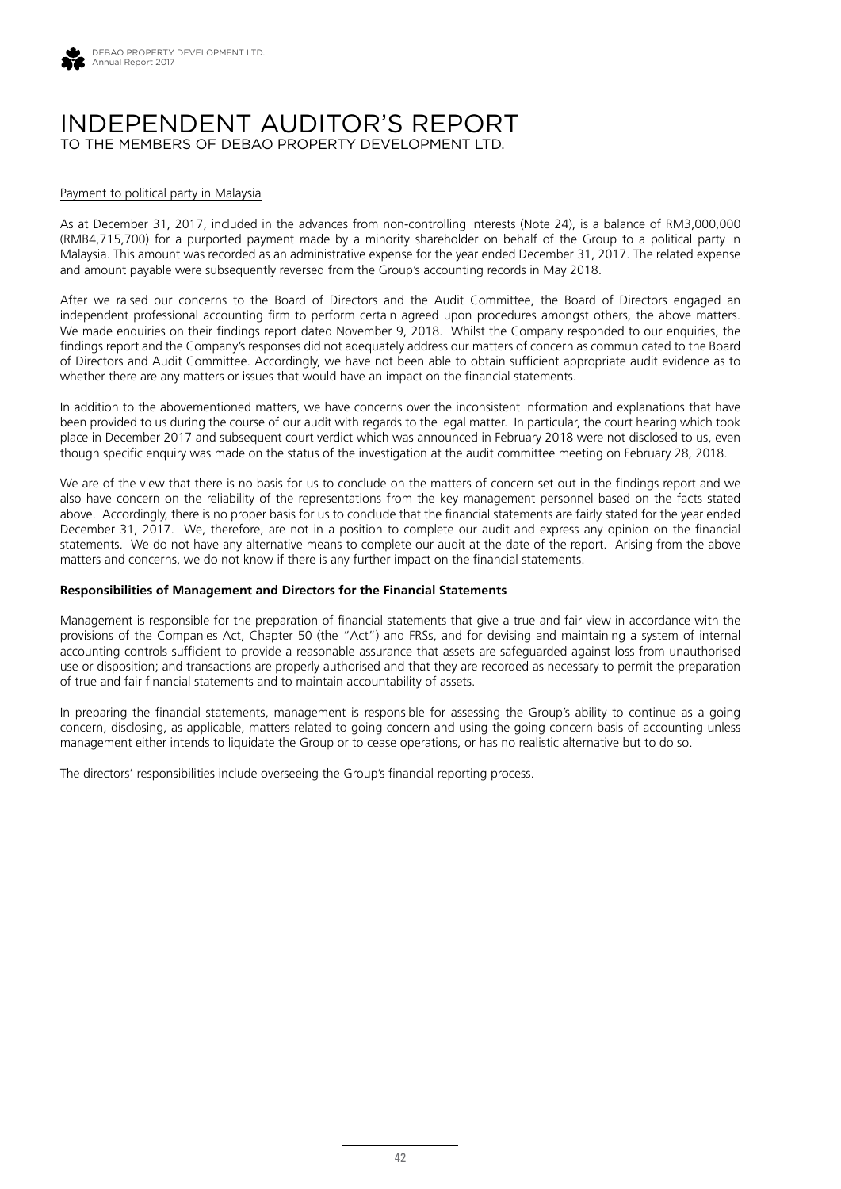# INDEPENDENT AUDITOR'S REPORT

TO THE MEMBERS OF DEBAO PROPERTY DEVELOPMENT LTD.

Payment to political party in Malaysia

As at December 31, 2017, included in the advances from non-controlling interests (Note 24), is a balance of RM3,000,000 (RMB4,715,700) for a purported payment made by a minority shareholder on behalf of the Group to a political party in Malaysia. This amount was recorded as an administrative expense for the year ended December 31, 2017. The related expense and amount payable were subsequently reversed from the Group's accounting records in May 2018.

After we raised our concerns to the Board of Directors and the Audit Committee, the Board of Directors engaged an independent professional accounting firm to perform certain agreed upon procedures amongst others, the above matters. We made enquiries on their findings report dated November 9, 2018. Whilst the Company responded to our enquiries, the findings report and the Company's responses did not adequately address our matters of concern as communicated to the Board of Directors and Audit Committee. Accordingly, we have not been able to obtain sufficient appropriate audit evidence as to whether there are any matters or issues that would have an impact on the financial statements.

In addition to the abovementioned matters, we have concerns over the inconsistent information and explanations that have been provided to us during the course of our audit with regards to the legal matter. In particular, the court hearing which took place in December 2017 and subsequent court verdict which was announced in February 2018 were not disclosed to us, even though specific enquiry was made on the status of the investigation at the audit committee meeting on February 28, 2018.

We are of the view that there is no basis for us to conclude on the matters of concern set out in the findings report and we also have concern on the reliability of the representations from the key management personnel based on the facts stated above. Accordingly, there is no proper basis for us to conclude that the financial statements are fairly stated for the year ended December 31, 2017. We, therefore, are not in a position to complete our audit and express any opinion on the financial statements. We do not have any alternative means to complete our audit at the date of the report. Arising from the above matters and concerns, we do not know if there is any further impact on the financial statements.

**Responsibilities of Management and Directors for the Financial Statements**

Management is responsible for the preparation of financial statements that give a true and fair view in accordance with the provisions of the Companies Act, Chapter 50 (the "Act") and FRSs, and for devising and maintaining a system of internal accounting controls sufficient to provide a reasonable assurance that assets are safeguarded against loss from unauthorised use or disposition; and transactions are properly authorised and that they are recorded as necessary to permit the preparation of true and fair financial statements and to maintain accountability of assets.

In preparing the financial statements, management is responsible for assessing the Group's ability to continue as a going concern, disclosing, as applicable, matters related to going concern and using the going concern basis of accounting unless management either intends to liquidate the Group or to cease operations, or has no realistic alternative but to do so.

The directors' responsibilities include overseeing the Group's financial reporting process.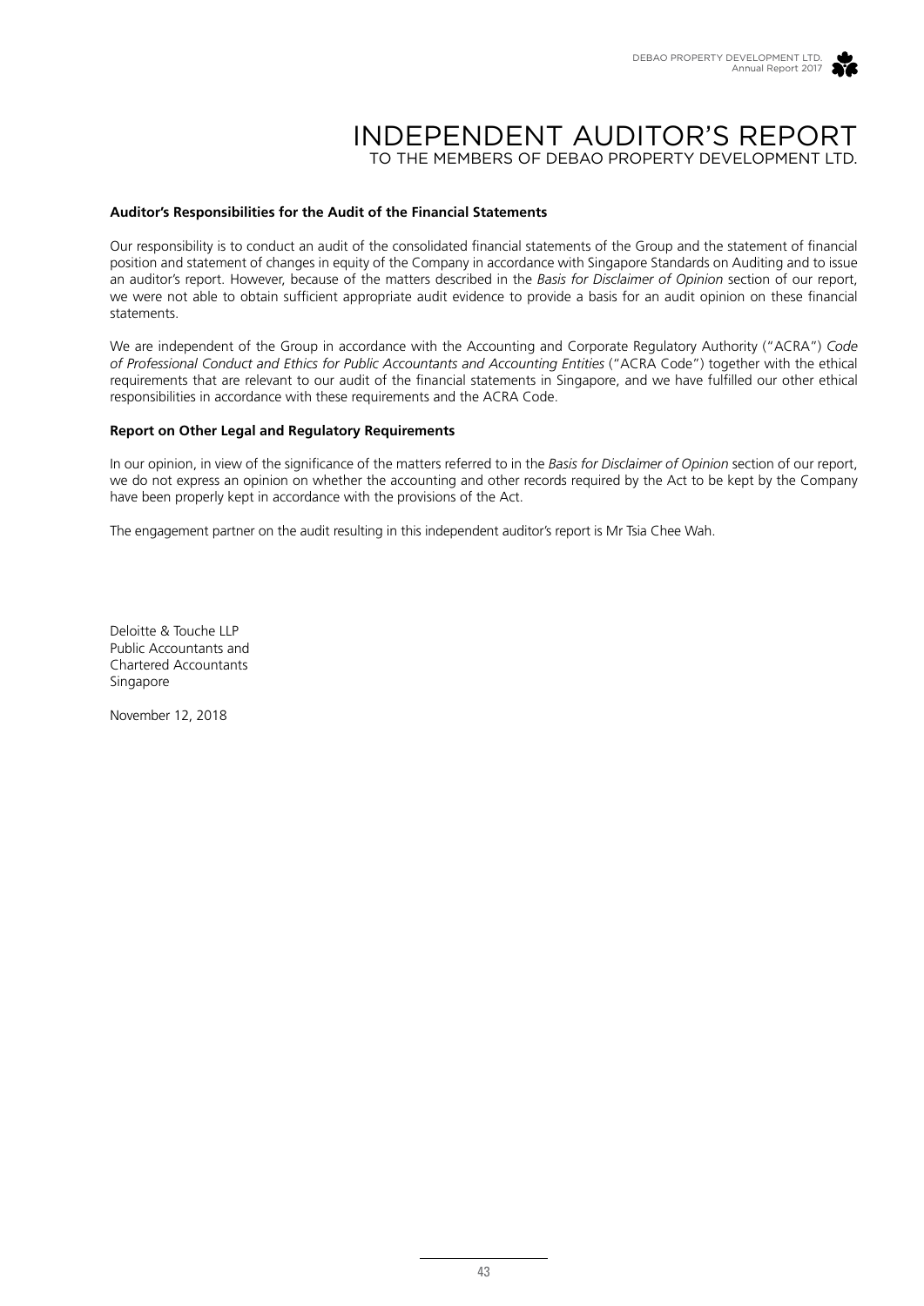# INDEPENDENT AUDITOR'S REPORT

TO THE MEMBERS OF DEBAO PROPERTY DEVELOPMENT LTD.

**Auditor's Responsibilities for the Audit of the Financial Statements**

Our responsibility is to conduct an audit of the consolidated financial statements of the Group and the statement of financial position and statement of changes in equity of the Company in accordance with Singapore Standards on Auditing and to issue an auditor's report. However, because of the matters described in the *Basis for Disclaimer of Opinion* section of our report, we were not able to obtain sufficient appropriate audit evidence to provide a basis for an audit opinion on these financial statements.

We are independent of the Group in accordance with the Accounting and Corporate Regulatory Authority ("ACRA") *Code of Professional Conduct and Ethics for Public Accountants and Accounting Entities* ("ACRA Code") together with the ethical requirements that are relevant to our audit of the financial statements in Singapore, and we have fulfilled our other ethical responsibilities in accordance with these requirements and the ACRA Code.

**Report on Other Legal and Regulatory Requirements**

In our opinion, in view of the significance of the matters referred to in the *Basis for Disclaimer of Opinion* section of our report, we do not express an opinion on whether the accounting and other records required by the Act to be kept by the Company have been properly kept in accordance with the provisions of the Act.

The engagement partner on the audit resulting in this independent auditor's report is Mr Tsia Chee Wah.

Deloitte & Touche LLP
Public Accountants and
Chartered Accountants
Singapore

November 12, 2018